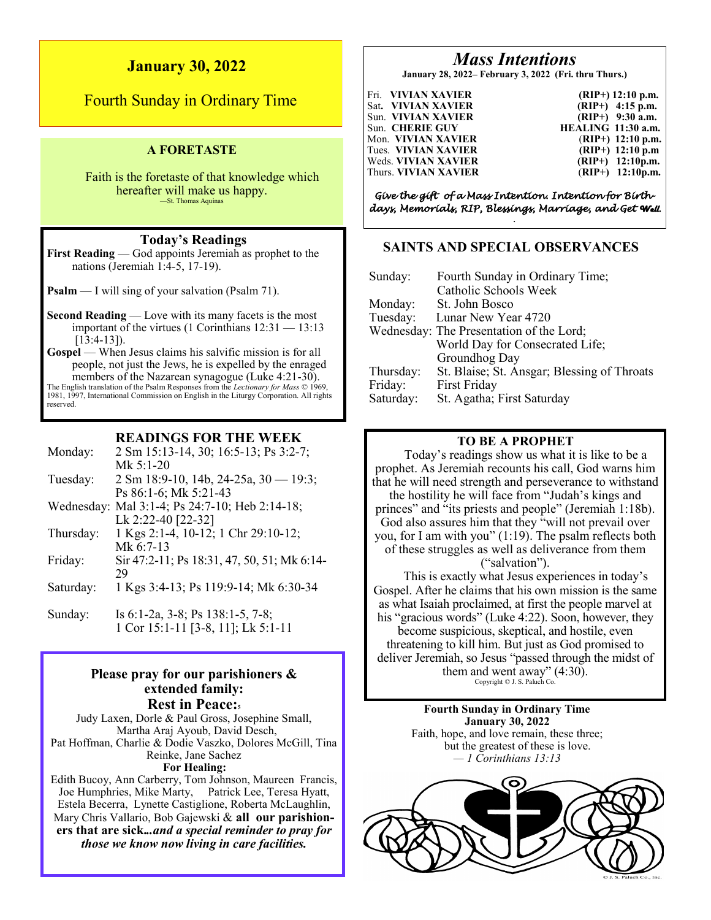## January 30, 2022

Fourth Sunday in Ordinary Time

### A FORETASTE

Faith is the foretaste of that knowledge which hereafter will make us happy.
—St. Thomas Aquinas

### Today's Readings

**First Reading** — God appoints Jeremiah as prophet to the nations (Jeremiah 1:4-5, 17-19).

**Psalm** — I will sing of your salvation (Psalm 71).

**Second Reading** — Love with its many facets is the most important of the virtues (1 Corinthians 12:31 — 13:13 [13:4-13]).

**Gospel** — When Jesus claims his salvific mission is for all people, not just the Jews, he is expelled by the enraged members of the Nazarean synagogue (Luke 4:21-30).

The English translation of the Psalm Responses from the *Lectionary for Mass* © 1969, 1981, 1997, International Commission on English in the Liturgy Corporation. All rights reserved.

### READINGS FOR THE WEEK

| | |
|---|---|
| Monday: | 2 Sm 15:13-14, 30; 16:5-13; Ps 3:2-7; Mk 5:1-20 |
| Tuesday: | 2 Sm 18:9-10, 14b, 24-25a, 30 — 19:3; Ps 86:1-6; Mk 5:21-43 |
| Wednesday: | Mal 3:1-4; Ps 24:7-10; Heb 2:14-18; Lk 2:22-40 [22-32] |
| Thursday: | 1 Kgs 2:1-4, 10-12; 1 Chr 29:10-12; Mk 6:7-13 |
| Friday: | Sir 47:2-11; Ps 18:31, 47, 50, 51; Mk 6:14-29 |
| Saturday: | 1 Kgs 3:4-13; Ps 119:9-14; Mk 6:30-34 |
| Sunday: | Is 6:1-2a, 3-8; Ps 138:1-5, 7-8; 1 Cor 15:1-11 [3-8, 11]; Lk 5:1-11 |

### Please pray for our parishioners & extended family:

**Rest in Peace:**

Judy Laxen, Dorle & Paul Gross, Josephine Small, Martha Araj Ayoub, David Desch, Pat Hoffman, Charlie & Dodie Vaszko, Dolores McGill, Tina Reinke, Jane Sachez

**For Healing:**

Edith Bucoy, Ann Carberry, Tom Johnson, Maureen Francis, Joe Humphries, Mike Marty, Patrick Lee, Teresa Hyatt, Estela Becerra, Lynette Castiglione, Roberta McLaughlin, Mary Chris Vallario, Bob Gajewski & **all our parishioners that are sick...*and a special reminder to pray for those we know now living in care facilities.***

## *Mass Intentions*

**January 28, 2022– February 3, 2022 (Fri. thru Thurs.)**

| | | |
|---|---|---|
| Fri. | **VIVIAN XAVIER** | **(RIP+) 12:10 p.m.** |
| Sat. | **VIVIAN XAVIER** | **(RIP+) 4:15 p.m.** |
| Sun. | **VIVIAN XAVIER** | **(RIP+) 9:30 a.m.** |
| Sun. | **CHERIE GUY** | **HEALING 11:30 a.m.** |
| Mon. | **VIVIAN XAVIER** | **(RIP+) 12:10 p.m.** |
| Tues. | **VIVIAN XAVIER** | **(RIP+) 12:10 p.m** |
| Weds. | **VIVIAN XAVIER** | **(RIP+) 12:10p.m.** |
| Thurs. | **VIVIAN XAVIER** | **(RIP+) 12:10p.m.** |

*Give the gift of a Mass Intention. Intention for Birthdays, Memorials, RIP, Blessings, Marriage, and Get Well.*

### SAINTS AND SPECIAL OBSERVANCES

| | |
|---|---|
| Sunday: | Fourth Sunday in Ordinary Time; Catholic Schools Week |
| Monday: | St. John Bosco |
| Tuesday: | Lunar New Year 4720 |
| Wednesday: | The Presentation of the Lord; World Day for Consecrated Life; Groundhog Day |
| Thursday: | St. Blaise; St. Ansgar; Blessing of Throats |
| Friday: | First Friday |
| Saturday: | St. Agatha; First Saturday |

### TO BE A PROPHET

Today's readings show us what it is like to be a prophet. As Jeremiah recounts his call, God warns him that he will need strength and perseverance to withstand the hostility he will face from "Judah's kings and princes" and "its priests and people" (Jeremiah 1:18b). God also assures him that they "will not prevail over you, for I am with you" (1:19). The psalm reflects both of these struggles as well as deliverance from them ("salvation").

This is exactly what Jesus experiences in today's Gospel. After he claims that his own mission is the same as what Isaiah proclaimed, at first the people marvel at his "gracious words" (Luke 4:22). Soon, however, they become suspicious, skeptical, and hostile, even threatening to kill him. But just as God promised to deliver Jeremiah, so Jesus "passed through the midst of them and went away" (4:30).

Copyright © J. S. Paluch Co.

**Fourth Sunday in Ordinary Time**
**January 30, 2022**

Faith, hope, and love remain, these three; but the greatest of these is love.
*— 1 Corinthians 13:13*

© J. S. Paluch Co., Inc.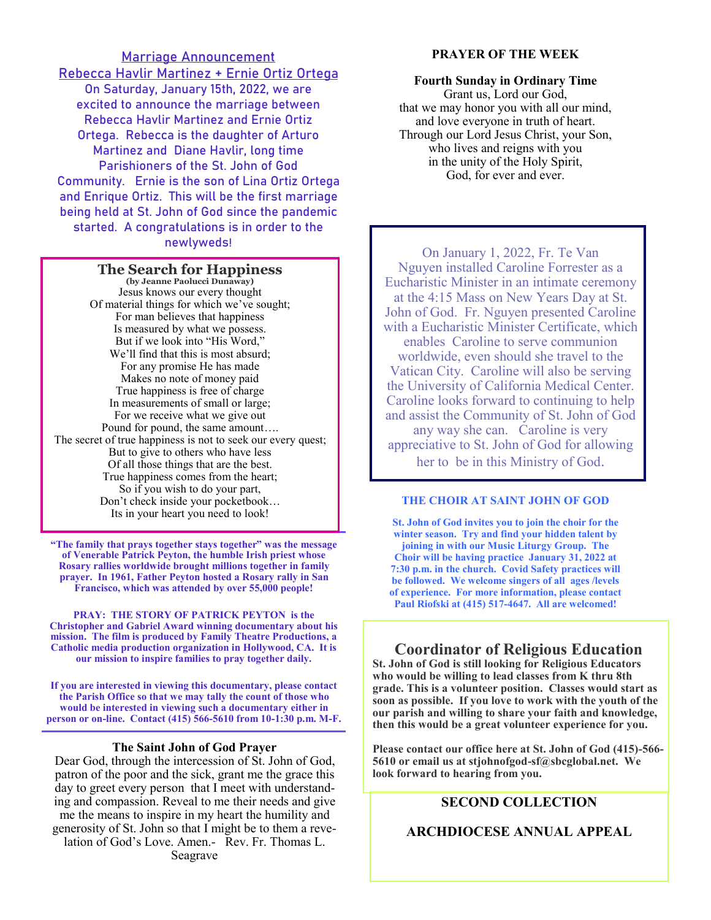## Marriage Announcement

## Rebecca Havlir Martinez + Ernie Ortiz Ortega

On Saturday, January 15th, 2022, we are excited to announce the marriage between Rebecca Havlir Martinez and Ernie Ortiz Ortega. Rebecca is the daughter of Arturo Martinez and Diane Havlir, long time Parishioners of the St. John of God Community. Ernie is the son of Lina Ortiz Ortega and Enrique Ortiz. This will be the first marriage being held at St. John of God since the pandemic started. A congratulations is in order to the newlyweds!

## The Search for Happiness

**(by Jeanne Paolucci Dunaway)**

Jesus knows our every thought
Of material things for which we've sought;
For man believes that happiness
Is measured by what we possess.
But if we look into "His Word,"
We'll find that this is most absurd;
For any promise He has made
Makes no note of money paid
True happiness is free of charge
In measurements of small or large;
For we receive what we give out
Pound for pound, the same amount….
The secret of true happiness is not to seek our every quest;
But to give to others who have less
Of all those things that are the best.
True happiness comes from the heart;
So if you wish to do your part,
Don't check inside your pocketbook…
Its in your heart you need to look!

**"The family that prays together stays together" was the message of Venerable Patrick Peyton, the humble Irish priest whose Rosary rallies worldwide brought millions together in family prayer. In 1961, Father Peyton hosted a Rosary rally in San Francisco, which was attended by over 55,000 people!**

**PRAY: THE STORY OF PATRICK PEYTON is the Christopher and Gabriel Award winning documentary about his mission. The film is produced by Family Theatre Productions, a Catholic media production organization in Hollywood, CA. It is our mission to inspire families to pray together daily.**

**If you are interested in viewing this documentary, please contact the Parish Office so that we may tally the count of those who would be interested in viewing such a documentary either in person or on-line. Contact (415) 566-5610 from 10-1:30 p.m. M-F.**

## The Saint John of God Prayer

Dear God, through the intercession of St. John of God, patron of the poor and the sick, grant me the grace this day to greet every person that I meet with understanding and compassion. Reveal to me their needs and give me the means to inspire in my heart the humility and generosity of St. John so that I might be to them a revelation of God's Love. Amen.- Rev. Fr. Thomas L. Seagrave

## PRAYER OF THE WEEK

**Fourth Sunday in Ordinary Time**

Grant us, Lord our God,
that we may honor you with all our mind,
and love everyone in truth of heart.
Through our Lord Jesus Christ, your Son,
who lives and reigns with you
in the unity of the Holy Spirit,
God, for ever and ever.

On January 1, 2022, Fr. Te Van Nguyen installed Caroline Forrester as a Eucharistic Minister in an intimate ceremony at the 4:15 Mass on New Years Day at St. John of God. Fr. Nguyen presented Caroline with a Eucharistic Minister Certificate, which enables Caroline to serve communion worldwide, even should she travel to the Vatican City. Caroline will also be serving the University of California Medical Center. Caroline looks forward to continuing to help and assist the Community of St. John of God any way she can. Caroline is very appreciative to St. John of God for allowing her to be in this Ministry of God.

## THE CHOIR AT SAINT JOHN OF GOD

**St. John of God invites you to join the choir for the winter season. Try and find your hidden talent by joining in with our Music Liturgy Group. The Choir will be having practice January 31, 2022 at 7:30 p.m. in the church. Covid Safety practices will be followed. We welcome singers of all ages /levels of experience. For more information, please contact Paul Riofski at (415) 517-4647. All are welcomed!**

## Coordinator of Religious Education

**St. John of God is still looking for Religious Educators who would be willing to lead classes from K thru 8th grade. This is a volunteer position. Classes would start as soon as possible. If you love to work with the youth of the our parish and willing to share your faith and knowledge, then this would be a great volunteer experience for you.**

**Please contact our office here at St. John of God (415)-566-5610 or email us at stjohnofgod-sf@sbcglobal.net. We look forward to hearing from you.**

## SECOND COLLECTION

## ARCHDIOCESE ANNUAL APPEAL